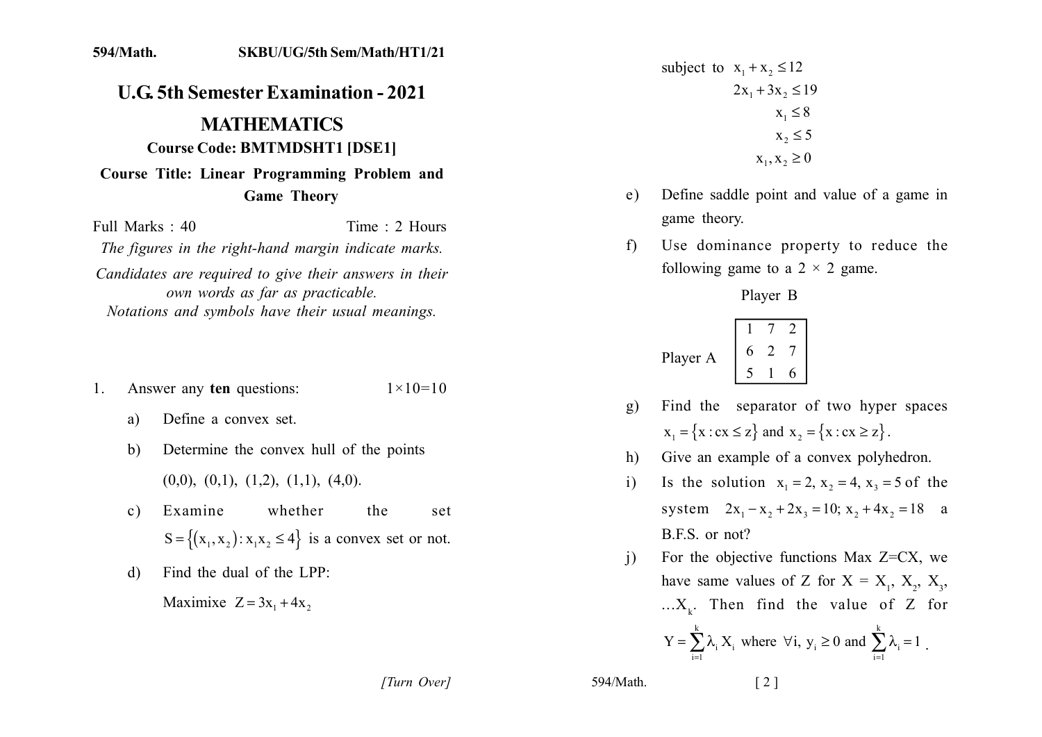594/Math. SKBU/UG/5th Sem/Math/HT1/21

# U.G. 5th Semester Examination - 2021

## MATHEMATICS

### Course Code: BMTMDSHT1 [DSE1]

### Course Title: Linear Programming Problem and Game Theory

Full Marks : 40 Time : 2 Hours

*The figures in the right-hand margin indicate marks.*

*Candidates are required to give their answers in their own words as far as practicable.*

*Notations and symbols have their usual meanings.*

1. Answer any **ten** questions: $1\times10=10$

   a) Define a convex set.

   b) Determine the convex hull of the points (0,0), (0,1), (1,2), (1,1), (4,0).

   c) Examine whether the set $S=\{(x_1,x_2): x_1x_2\le 4\}$ is a convex set or not.

   d) Find the dual of the LPP:

   Maximixe $Z=3x_1+4x_2$

   subject to
   $$x_1+x_2\le 12$$
   $$2x_1+3x_2\le 19$$
   $$x_1\le 8$$
   $$x_2\le 5$$
   $$x_1,x_2\ge 0$$

   e) Define saddle point and value of a game in game theory.

   f) Use dominance property to reduce the following game to a $2\times 2$ game.

   Player B

   | Player A | | | |
   |---|---|---|---|
   | | 1 | 7 | 2 |
   | | 6 | 2 | 7 |
   | | 5 | 1 | 6 |

   g) Find the separator of two hyper spaces $x_1=\{x: cx\le z\}$ and $x_2=\{x: cx\ge z\}$.

   h) Give an example of a convex polyhedron.

   i) Is the solution $x_1=2, x_2=4, x_3=5$ of the system $2x_1-x_2+2x_3=10;\ x_2+4x_2=18$ a B.F.S. or not?

   j) For the objective functions Max Z=CX, we have same values of Z for $X=X_1, X_2, X_3, \ldots X_k$. Then find the value of Z for $Y=\sum_{i=1}^{k}\lambda_i X_i$ where $\forall i,\ y_i\ge 0$ and $\sum_{i=1}^{k}\lambda_i=1$.

[Turn Over]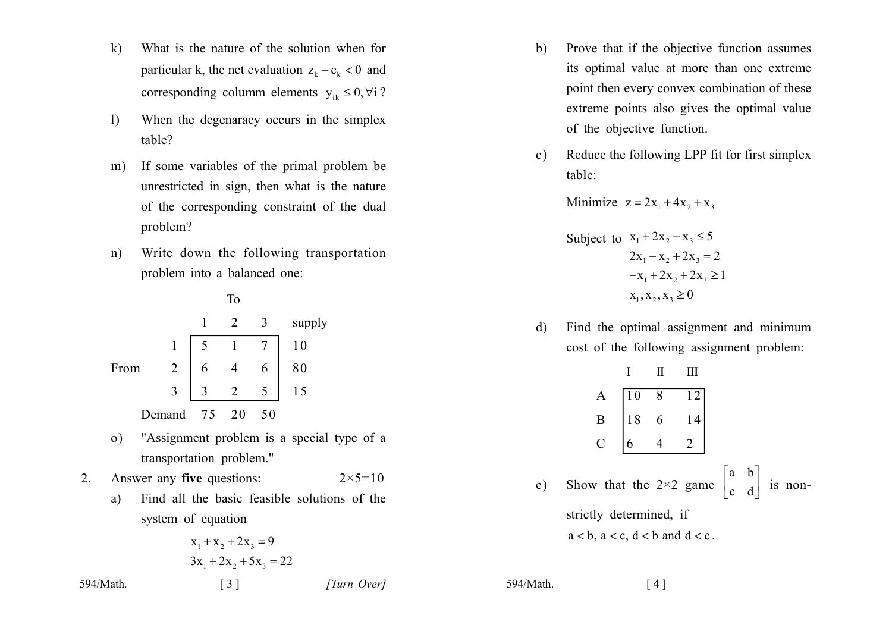k) What is the nature of the solution when for particular k, the net evaluation $z_k - c_k < 0$ and corresponding columm elements $y_{ik} \leq 0, \forall i$?

l) When the degenaracy occurs in the simplex table?

m) If some variables of the primal problem be unrestricted in sign, then what is the nature of the corresponding constraint of the dual problem?

n) Write down the following transportation problem into a balanced one:

| | | To | | | |
|---|---|---|---|---|---|
| | | 1 | 2 | 3 | supply |
| From | 1 | 5 | 1 | 7 | 10 |
| | 2 | 6 | 4 | 6 | 80 |
| | 3 | 3 | 2 | 5 | 15 |
| | Demand | 75 | 20 | 50 | |

o) "Assignment problem is a special type of a transportation problem."

2. Answer any **five** questions: $2 \times 5 = 10$

a) Find all the basic feasible solutions of the system of equation

$$x_1 + x_2 + 2x_3 = 9$$
$$3x_1 + 2x_2 + 5x_3 = 22$$

b) Prove that if the objective function assumes its optimal value at more than one extreme point then every convex combination of these extreme points also gives the optimal value of the objective function.

c) Reduce the following LPP fit for first simplex table:

Minimize $z = 2x_1 + 4x_2 + x_3$

Subject to
$$x_1 + 2x_2 - x_3 \leq 5$$
$$2x_1 - x_2 + 2x_3 = 2$$
$$-x_1 + 2x_2 + 2x_3 \geq 1$$
$$x_1, x_2, x_3 \geq 0$$

d) Find the optimal assignment and minimum cost of the following assignment problem:

| | I | II | III |
|---|---|---|---|
| A | 10 | 8 | 12 |
| B | 18 | 6 | 14 |
| C | 6 | 4 | 2 |

e) Show that the $2 \times 2$ game $\begin{bmatrix} a & b \\ c & d \end{bmatrix}$ is non-strictly determined, if $a < b$, $a < c$, $d < b$ and $d < c$.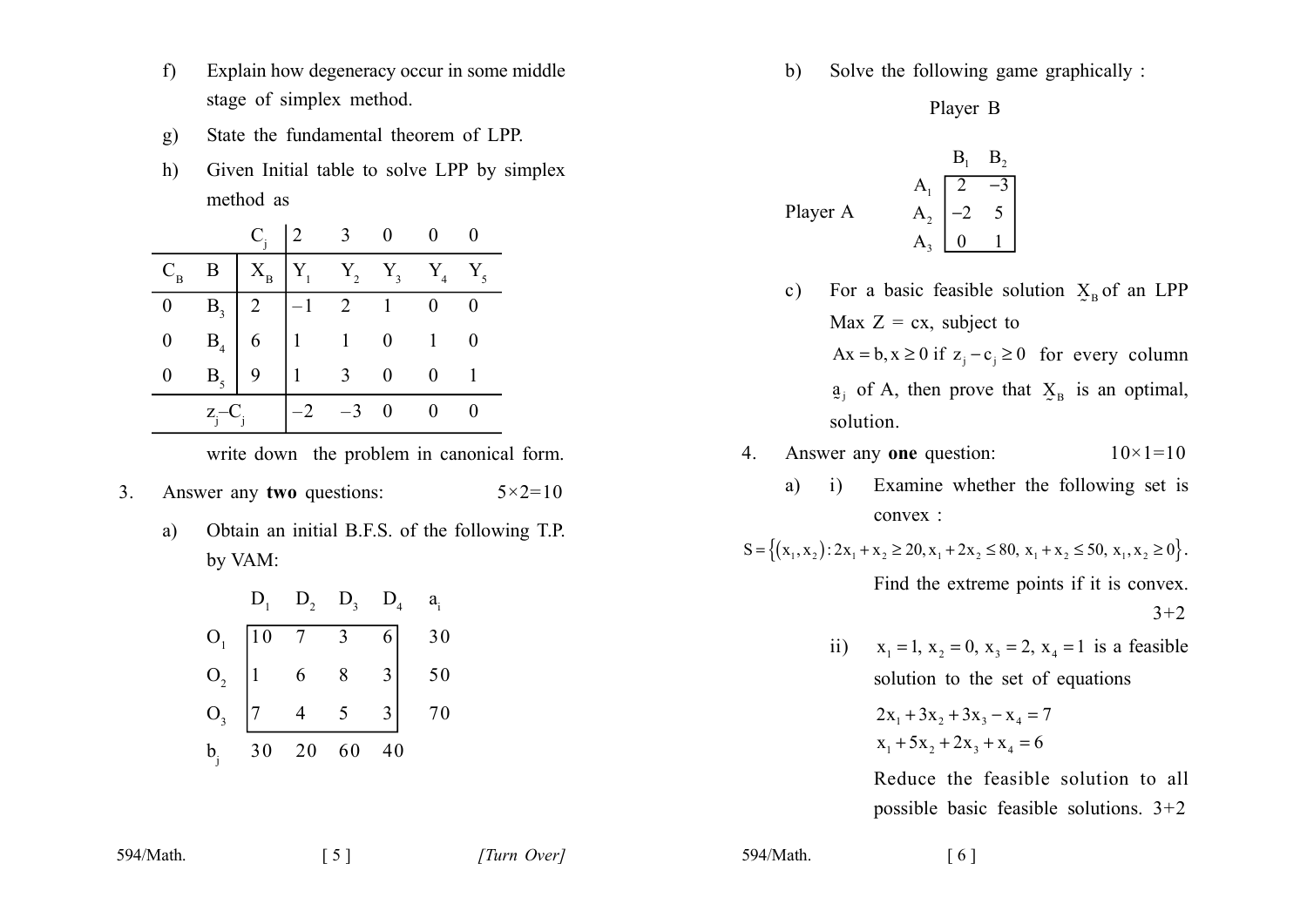f) Explain how degeneracy occur in some middle stage of simplex method.

g) State the fundamental theorem of LPP.

h) Given Initial table to solve LPP by simplex method as

| | | $C_j$ | 2 | 3 | 0 | 0 | 0 |
|---|---|---|---|---|---|---|---|
| $C_B$ | B | $X_B$ | $Y_1$ | $Y_2$ | $Y_3$ | $Y_4$ | $Y_5$ |
| 0 | $B_3$ | 2 | –1 | 2 | 1 | 0 | 0 |
| 0 | $B_4$ | 6 | 1 | 1 | 0 | 1 | 0 |
| 0 | $B_5$ | 9 | 1 | 3 | 0 | 0 | 1 |
| | $z_j–C_j$ | | –2 | –3 | 0 | 0 | 0 |

write down the problem in canonical form.

3. Answer any **two** questions: 5×2=10

a) Obtain an initial B.F.S. of the following T.P. by VAM:

| | $D_1$ | $D_2$ | $D_3$ | $D_4$ | $a_i$ |
|---|---|---|---|---|---|
| $O_1$ | 10 | 7 | 3 | 6 | 30 |
| $O_2$ | 1 | 6 | 8 | 3 | 50 |
| $O_3$ | 7 | 4 | 5 | 3 | 70 |
| $b_j$ | 30 | 20 | 60 | 40 | |

b) Solve the following game graphically :

Player B

| Player A | $B_1$ | $B_2$ |
|---|---|---|
| $A_1$ | 2 | −3 |
| $A_2$ | −2 | 5 |
| $A_3$ | 0 | 1 |

c) For a basic feasible solution $\underset{\sim}{X}_B$ of an LPP Max Z = cx, subject to $Ax = b, x \geq 0$ if $z_j - c_j \geq 0$ for every column $\underset{\sim}{a}_j$ of A, then prove that $\underset{\sim}{X}_B$ is an optimal, solution.

4. Answer any **one** question: 10×1=10

a) i) Examine whether the following set is convex :

$$S = \{(x_1, x_2) : 2x_1 + x_2 \geq 20, x_1 + 2x_2 \leq 80, x_1 + x_2 \leq 50, x_1, x_2 \geq 0\}.$$

Find the extreme points if it is convex. 3+2

ii) $x_1 = 1, x_2 = 0, x_3 = 2, x_4 = 1$ is a feasible solution to the set of equations

$$2x_1 + 3x_2 + 3x_3 - x_4 = 7$$
$$x_1 + 5x_2 + 2x_3 + x_4 = 6$$

Reduce the feasible solution to all possible basic feasible solutions. 3+2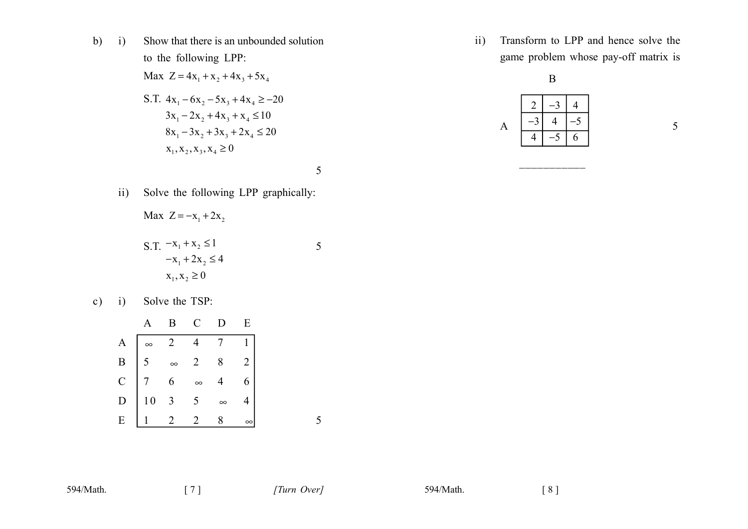b) i) Show that there is an unbounded solution to the following LPP:

Max $Z = 4x_1 + x_2 + 4x_3 + 5x_4$

S.T. $4x_1 - 6x_2 - 5x_3 + 4x_4 \geq -20$

$3x_1 - 2x_2 + 4x_3 + x_4 \leq 10$

$8x_1 - 3x_2 + 3x_3 + 2x_4 \leq 20$

$x_1, x_2, x_3, x_4 \geq 0$

5

ii) Solve the following LPP graphically:

Max $Z = -x_1 + 2x_2$

S.T. $-x_1 + x_2 \leq 1$

$-x_1 + 2x_2 \leq 4$

$x_1, x_2 \geq 0$

5

c) i) Solve the TSP:

| | A | B | C | D | E |
|---|---|---|---|---|---|
| A | $\infty$ | 2 | 4 | 7 | 1 |
| B | 5 | $\infty$ | 2 | 8 | 2 |
| C | 7 | 6 | $\infty$ | 4 | 6 |
| D | 10 | 3 | 5 | $\infty$ | 4 |
| E | 1 | 2 | 2 | 8 | $\infty$ |

5

ii) Transform to LPP and hence solve the game problem whose pay-off matrix is

B

| A | | | |
|---|---|---|---|
| | 2 | −3 | 4 |
| | −3 | 4 | −5 |
| | 4 | −5 | 6 |

5

———————